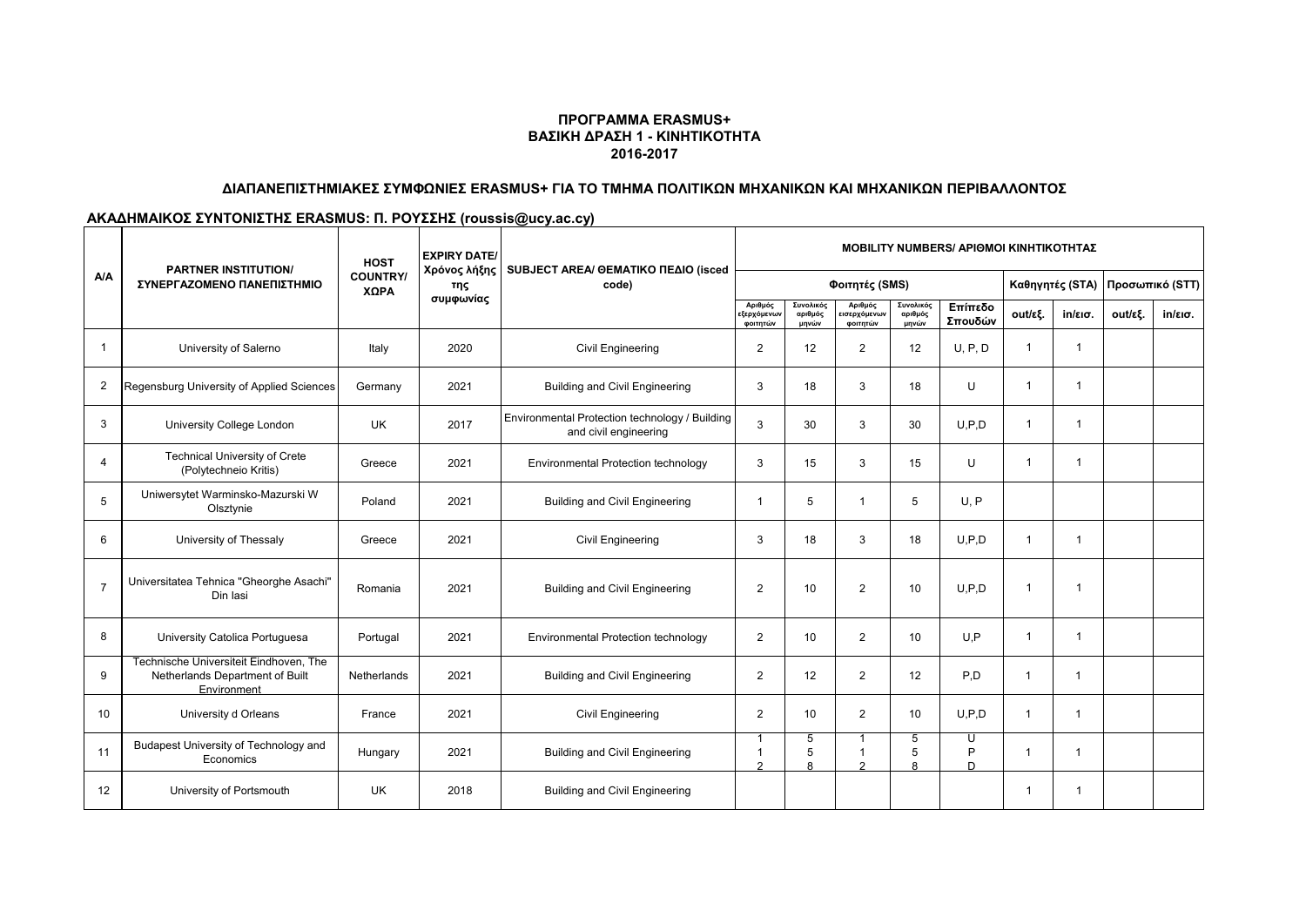**ΠΡΟΓΡΑΜΜΑ ERASMUS+**
**ΒΑΣΙΚΗ ΔΡΑΣΗ 1 - ΚΙΝΗΤΙΚΟΤΗΤΑ**
**2016-2017**

**ΔΙΑΠΑΝΕΠΙΣΤΗΜΙΑΚΕΣ ΣΥΜΦΩΝΙΕΣ ERASMUS+ ΓΙΑ ΤΟ ΤΜΗΜΑ ΠΟΛΙΤΙΚΩΝ ΜΗΧΑΝΙΚΩΝ ΚΑΙ ΜΗΧΑΝΙΚΩΝ ΠΕΡΙΒΑΛΛΟΝΤΟΣ**

**ΑΚΑΔΗΜΑΙΚΟΣ ΣΥΝΤΟΝΙΣΤΗΣ ERASMUS: Π. ΡΟΥΣΣΗΣ (roussis@ucy.ac.cy)**

| A/A | PARTNER INSTITUTION/ ΣΥΝΕΡΓΑΖΟΜΕΝΟ ΠΑΝΕΠΙΣΤΗΜΙΟ | HOST COUNTRY/ ΧΩΡΑ | EXPIRY DATE/ Χρόνος λήξης της συμφωνίας | SUBJECT AREA/ ΘΕΜΑΤΙΚΟ ΠΕΔΙΟ (isced code) | MOBILITY NUMBERS/ ΑΡΙΘΜΟΙ ΚΙΝΗΤΙΚΟΤΗΤΑΣ | | | | | | | | |
|---|---|---|---|---|---|---|---|---|---|---|---|---|---|
| | | | | | Φοιτητές (SMS) | | | | | Καθηγητές (STA) | | Προσωπικό (STT) | |
| | | | | | Αριθμός εξερχόμενων φοιτητών | Συνολικός αριθμός μηνών | Αριθμός εισερχόμενων φοιτητών | Συνολικός αριθμός μηνών | Επίπεδο Σπουδών | out/εξ. | in/εισ. | out/εξ. | in/εισ. |
| 1 | University of Salerno | Italy | 2020 | Civil Engineering | 2 | 12 | 2 | 12 | U, P, D | 1 | 1 | | |
| 2 | Regensburg University of Applied Sciences | Germany | 2021 | Building and Civil Engineering | 3 | 18 | 3 | 18 | U | 1 | 1 | | |
| 3 | University College London | UK | 2017 | Environmental Protection technology / Building and civil engineering | 3 | 30 | 3 | 30 | U,P,D | 1 | 1 | | |
| 4 | Technical University of Crete (Polytechneio Kritis) | Greece | 2021 | Environmental Protection technology | 3 | 15 | 3 | 15 | U | 1 | 1 | | |
| 5 | Uniwersytet Warminsko-Mazurski W Olsztynie | Poland | 2021 | Building and Civil Engineering | 1 | 5 | 1 | 5 | U, P | | | | |
| 6 | University of Thessaly | Greece | 2021 | Civil Engineering | 3 | 18 | 3 | 18 | U,P,D | 1 | 1 | | |
| 7 | Universitatea Tehnica "Gheorghe Asachi" Din Iasi | Romania | 2021 | Building and Civil Engineering | 2 | 10 | 2 | 10 | U,P,D | 1 | 1 | | |
| 8 | University Catolica Portuguesa | Portugal | 2021 | Environmental Protection technology | 2 | 10 | 2 | 10 | U,P | 1 | 1 | | |
| 9 | Technische Universiteit Eindhoven, The Netherlands Department of Built Environment | Netherlands | 2021 | Building and Civil Engineering | 2 | 12 | 2 | 12 | P,D | 1 | 1 | | |
| 10 | University d Orleans | France | 2021 | Civil Engineering | 2 | 10 | 2 | 10 | U,P,D | 1 | 1 | | |
| 11 | Budapest University of Technology and Economics | Hungary | 2021 | Building and Civil Engineering | 1<br>1<br>2 | 5<br>5<br>8 | 1<br>1<br>2 | 5<br>5<br>8 | U<br>P<br>D | 1 | 1 | | |
| 12 | University of Portsmouth | UK | 2018 | Building and Civil Engineering | | | | | | 1 | 1 | | |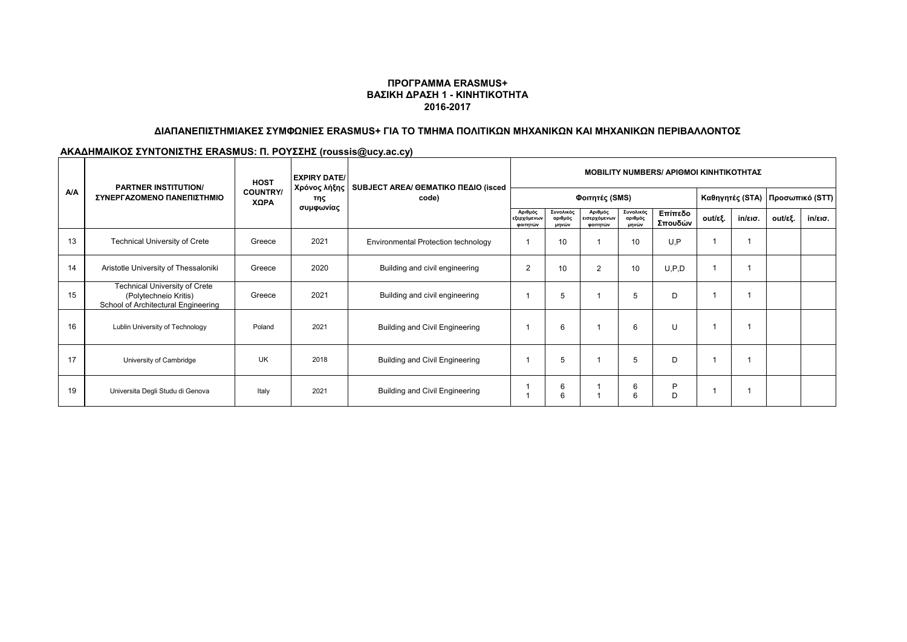**ΠΡΟΓΡΑΜΜΑ ERASMUS+**
**ΒΑΣΙΚΗ ΔΡΑΣΗ 1 - ΚΙΝΗΤΙΚΟΤΗΤΑ**
**2016-2017**

**ΔΙΑΠΑΝΕΠΙΣΤΗΜΙΑΚΕΣ ΣΥΜΦΩΝΙΕΣ ERASMUS+ ΓΙΑ ΤΟ ΤΜΗΜΑ ΠΟΛΙΤΙΚΩΝ ΜΗΧΑΝΙΚΩΝ ΚΑΙ ΜΗΧΑΝΙΚΩΝ ΠΕΡΙΒΑΛΛΟΝΤΟΣ**

**ΑΚΑΔΗΜΑΙΚΟΣ ΣΥΝΤΟΝΙΣΤΗΣ ERASMUS: Π. ΡΟΥΣΣΗΣ (roussis@ucy.ac.cy)**

| A/A | PARTNER INSTITUTION/ ΣΥΝΕΡΓΑΖΟΜΕΝΟ ΠΑΝΕΠΙΣΤΗΜΙΟ | HOST COUNTRY/ ΧΩΡΑ | EXPIRY DATE/ Χρόνος λήξης της συμφωνίας | SUBJECT AREA/ ΘΕΜΑΤΙΚΟ ΠΕΔΙΟ (isced code) | MOBILITY NUMBERS/ ΑΡΙΘΜΟΙ ΚΙΝΗΤΙΚΟΤΗΤΑΣ | | | | | | | | |
|---|---|---|---|---|---|---|---|---|---|---|---|---|---|
| | | | | | Φοιτητές (SMS) | | | | | Καθηγητές (STA) | | Προσωπικό (STT) | |
| | | | | | Αριθμός εξερχόμενων φοιτητών | Συνολικός αριθμός μηνών | Αριθμός εισερχόμενων φοιτητών | Συνολικός αριθμός μηνών | Επίπεδο Σπουδών | out/εξ. | in/εισ. | out/εξ. | in/εισ. |
| 13 | Technical University of Crete | Greece | 2021 | Environmental Protection technology | 1 | 10 | 1 | 10 | U,P | 1 | 1 | | |
| 14 | Aristotle University of Thessaloniki | Greece | 2020 | Building and civil engineering | 2 | 10 | 2 | 10 | U,P,D | 1 | 1 | | |
| 15 | Technical University of Crete (Polytechneio Kritis) School of Architectural Engineering | Greece | 2021 | Building and civil engineering | 1 | 5 | 1 | 5 | D | 1 | 1 | | |
| 16 | Lublin University of Technology | Poland | 2021 | Building and Civil Engineering | 1 | 6 | 1 | 6 | U | 1 | 1 | | |
| 17 | University of Cambridge | UK | 2018 | Building and Civil Engineering | 1 | 5 | 1 | 5 | D | 1 | 1 | | |
| 19 | Universita Degli Studu di Genova | Italy | 2021 | Building and Civil Engineering | 1<br>1 | 6<br>6 | 1<br>1 | 6<br>6 | P<br>D | 1 | 1 | | |